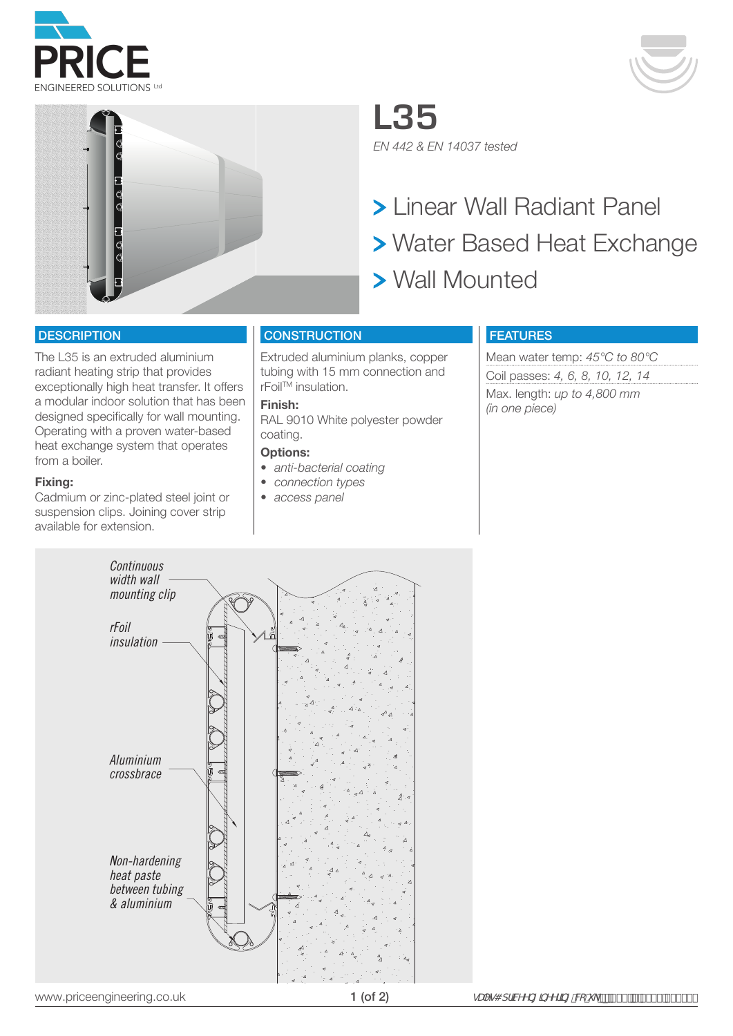# L35

*EN 442 & EN 14037 tested*

> Linear Wall Radiant Panel
> Water Based Heat Exchange
> Wall Mounted

## DESCRIPTION

The L35 is an extruded aluminium radiant heating strip that provides exceptionally high heat transfer. It offers a modular indoor solution that has been designed specifically for wall mounting. Operating with a proven water-based heat exchange system that operates from a boiler.

**Fixing:**
Cadmium or zinc-plated steel joint or suspension clips. Joining cover strip available for extension.

## CONSTRUCTION

Extruded aluminium planks, copper tubing with 15 mm connection and rFoil™ insulation.

**Finish:**
RAL 9010 White polyester powder coating.

**Options:**

- *anti-bacterial coating*
- *connection types*
- *access panel*

## FEATURES

Mean water temp: *45°C to 80°C*

Coil passes: *4, 6, 8, 10, 12, 14*

Max. length: *up to 4,800 mm (in one piece)*

*Continuous width wall mounting clip*

*rFoil insulation*

*Aluminium crossbrace*

*Non-hardening heat paste between tubing & aluminium*

www.priceengineering.co.uk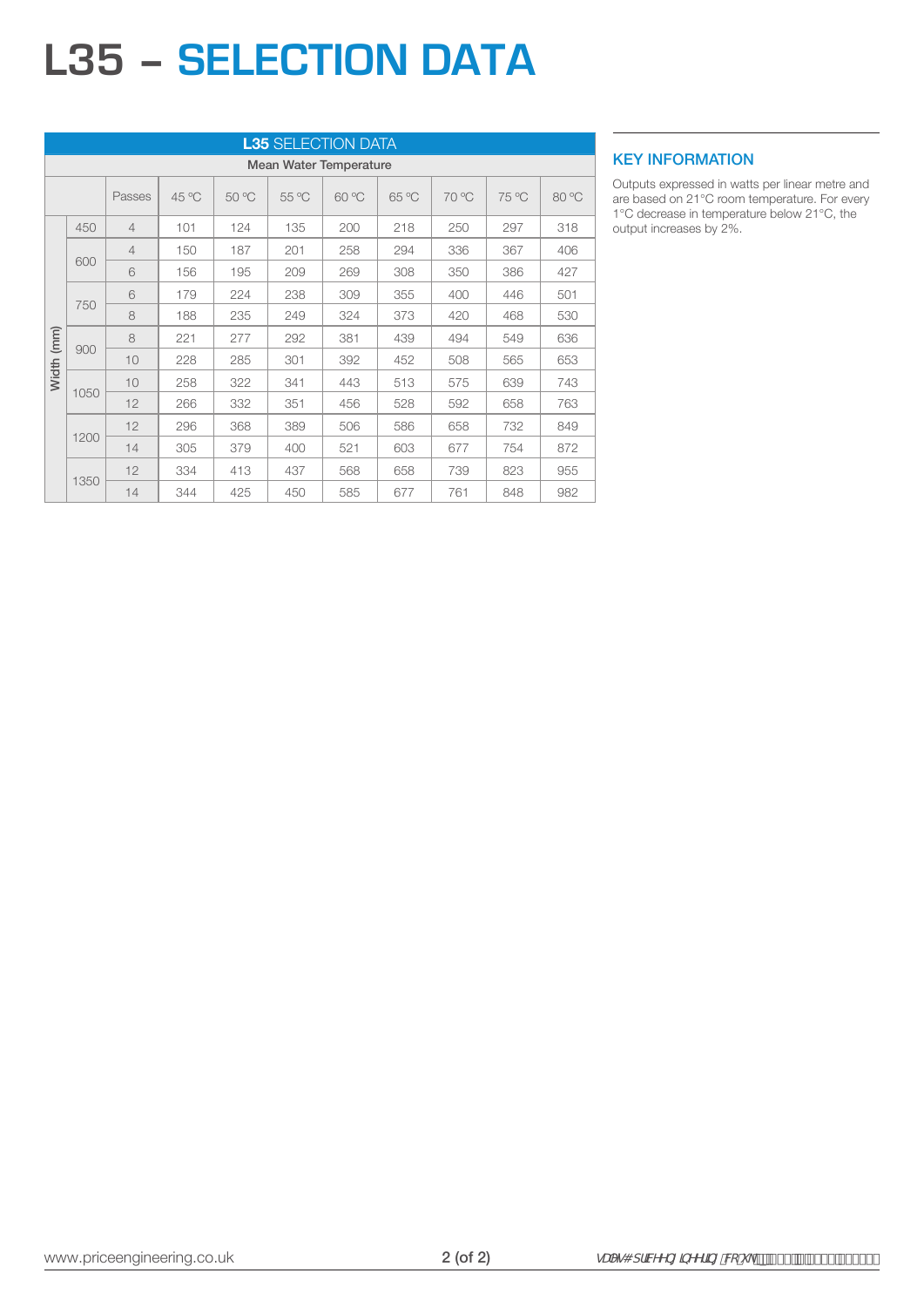# L35 – SELECTION DATA

| **L35** SELECTION DATA | | | | | | | | | |
|---|---|---|---|---|---|---|---|---|---|
| | | | Mean Water Temperature | | | | | | |
| | | Passes | 45 °C | 50 °C | 55 °C | 60 °C | 65 °C | 70 °C | 75 °C | 80 °C |
| Width (mm) | 450 | 4 | 101 | 124 | 135 | 200 | 218 | 250 | 297 | 318 |
| | 600 | 4 | 150 | 187 | 201 | 258 | 294 | 336 | 367 | 406 |
| | | 6 | 156 | 195 | 209 | 269 | 308 | 350 | 386 | 427 |
| | 750 | 6 | 179 | 224 | 238 | 309 | 355 | 400 | 446 | 501 |
| | | 8 | 188 | 235 | 249 | 324 | 373 | 420 | 468 | 530 |
| | 900 | 8 | 221 | 277 | 292 | 381 | 439 | 494 | 549 | 636 |
| | | 10 | 228 | 285 | 301 | 392 | 452 | 508 | 565 | 653 |
| | 1050 | 10 | 258 | 322 | 341 | 443 | 513 | 575 | 639 | 743 |
| | | 12 | 266 | 332 | 351 | 456 | 528 | 592 | 658 | 763 |
| | 1200 | 12 | 296 | 368 | 389 | 506 | 586 | 658 | 732 | 849 |
| | | 14 | 305 | 379 | 400 | 521 | 603 | 677 | 754 | 872 |
| | 1350 | 12 | 334 | 413 | 437 | 568 | 658 | 739 | 823 | 955 |
| | | 14 | 344 | 425 | 450 | 585 | 677 | 761 | 848 | 982 |

## KEY INFORMATION

Outputs expressed in watts per linear metre and are based on 21°C room temperature. For every 1°C decrease in temperature below 21°C, the output increases by 2%.